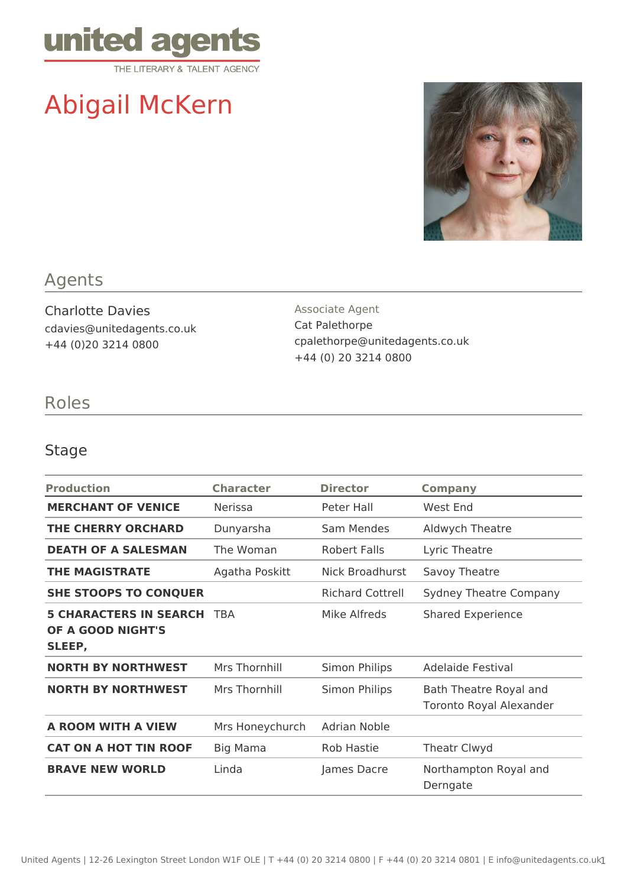united agents
THE LITERARY & TALENT AGENCY

# Abigail McKern

## Agents

Charlotte Davies
cdavies@unitedagents.co.uk
+44 (0)20 3214 0800

Associate Agent
Cat Palethorpe
cpalethorpe@unitedagents.co.uk
+44 (0) 20 3214 0800

## Roles

### Stage

| Production | Character | Director | Company |
|---|---|---|---|
| **MERCHANT OF VENICE** | Nerissa | Peter Hall | West End |
| **THE CHERRY ORCHARD** | Dunyarsha | Sam Mendes | Aldwych Theatre |
| **DEATH OF A SALESMAN** | The Woman | Robert Falls | Lyric Theatre |
| **THE MAGISTRATE** | Agatha Poskitt | Nick Broadhurst | Savoy Theatre |
| **SHE STOOPS TO CONQUER** | | Richard Cottrell | Sydney Theatre Company |
| **5 CHARACTERS IN SEARCH OF A GOOD NIGHT'S SLEEP,** | TBA | Mike Alfreds | Shared Experience |
| **NORTH BY NORTHWEST** | Mrs Thornhill | Simon Philips | Adelaide Festival |
| **NORTH BY NORTHWEST** | Mrs Thornhill | Simon Philips | Bath Theatre Royal and Toronto Royal Alexander |
| **A ROOM WITH A VIEW** | Mrs Honeychurch | Adrian Noble | |
| **CAT ON A HOT TIN ROOF** | Big Mama | Rob Hastie | Theatr Clwyd |
| **BRAVE NEW WORLD** | Linda | James Dacre | Northampton Royal and Derngate |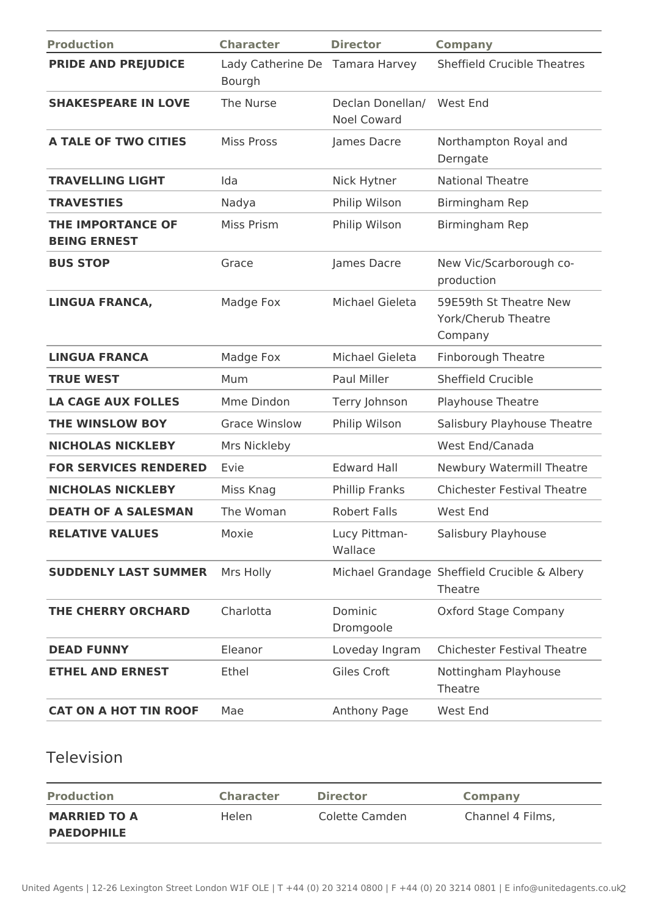| Production | Character | Director | Company |
|---|---|---|---|
| **PRIDE AND PREJUDICE** | Lady Catherine De Bourgh | Tamara Harvey | Sheffield Crucible Theatres |
| **SHAKESPEARE IN LOVE** | The Nurse | Declan Donellan/ Noel Coward | West End |
| **A TALE OF TWO CITIES** | Miss Pross | James Dacre | Northampton Royal and Derngate |
| **TRAVELLING LIGHT** | Ida | Nick Hytner | National Theatre |
| **TRAVESTIES** | Nadya | Philip Wilson | Birmingham Rep |
| **THE IMPORTANCE OF BEING ERNEST** | Miss Prism | Philip Wilson | Birmingham Rep |
| **BUS STOP** | Grace | James Dacre | New Vic/Scarborough co-production |
| **LINGUA FRANCA,** | Madge Fox | Michael Gieleta | 59E59th St Theatre New York/Cherub Theatre Company |
| **LINGUA FRANCA** | Madge Fox | Michael Gieleta | Finborough Theatre |
| **TRUE WEST** | Mum | Paul Miller | Sheffield Crucible |
| **LA CAGE AUX FOLLES** | Mme Dindon | Terry Johnson | Playhouse Theatre |
| **THE WINSLOW BOY** | Grace Winslow | Philip Wilson | Salisbury Playhouse Theatre |
| **NICHOLAS NICKLEBY** | Mrs Nickleby | | West End/Canada |
| **FOR SERVICES RENDERED** | Evie | Edward Hall | Newbury Watermill Theatre |
| **NICHOLAS NICKLEBY** | Miss Knag | Phillip Franks | Chichester Festival Theatre |
| **DEATH OF A SALESMAN** | The Woman | Robert Falls | West End |
| **RELATIVE VALUES** | Moxie | Lucy Pittman-Wallace | Salisbury Playhouse |
| **SUDDENLY LAST SUMMER** | Mrs Holly | Michael Grandage | Sheffield Crucible & Albery Theatre |
| **THE CHERRY ORCHARD** | Charlotta | Dominic Dromgoole | Oxford Stage Company |
| **DEAD FUNNY** | Eleanor | Loveday Ingram | Chichester Festival Theatre |
| **ETHEL AND ERNEST** | Ethel | Giles Croft | Nottingham Playhouse Theatre |
| **CAT ON A HOT TIN ROOF** | Mae | Anthony Page | West End |

## Television

| Production | Character | Director | Company |
|---|---|---|---|
| **MARRIED TO A PAEDOPHILE** | Helen | Colette Camden | Channel 4 Films, |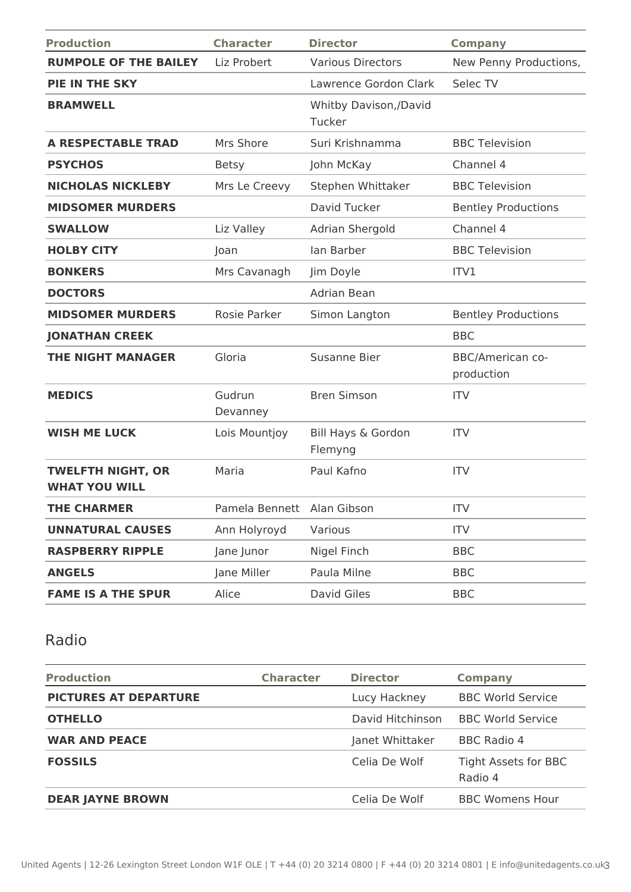| Production | Character | Director | Company |
|---|---|---|---|
| **RUMPOLE OF THE BAILEY** | Liz Probert | Various Directors | New Penny Productions, |
| **PIE IN THE SKY** | | Lawrence Gordon Clark | Selec TV |
| **BRAMWELL** | | Whitby Davison,/David Tucker | |
| **A RESPECTABLE TRAD** | Mrs Shore | Suri Krishnamma | BBC Television |
| **PSYCHOS** | Betsy | John McKay | Channel 4 |
| **NICHOLAS NICKLEBY** | Mrs Le Creevy | Stephen Whittaker | BBC Television |
| **MIDSOMER MURDERS** | | David Tucker | Bentley Productions |
| **SWALLOW** | Liz Valley | Adrian Shergold | Channel 4 |
| **HOLBY CITY** | Joan | Ian Barber | BBC Television |
| **BONKERS** | Mrs Cavanagh | Jim Doyle | ITV1 |
| **DOCTORS** | | Adrian Bean | |
| **MIDSOMER MURDERS** | Rosie Parker | Simon Langton | Bentley Productions |
| **JONATHAN CREEK** | | | BBC |
| **THE NIGHT MANAGER** | Gloria | Susanne Bier | BBC/American co-production |
| **MEDICS** | Gudrun Devanney | Bren Simson | ITV |
| **WISH ME LUCK** | Lois Mountjoy | Bill Hays & Gordon Flemyng | ITV |
| **TWELFTH NIGHT, OR WHAT YOU WILL** | Maria | Paul Kafno | ITV |
| **THE CHARMER** | Pamela Bennett | Alan Gibson | ITV |
| **UNNATURAL CAUSES** | Ann Holyroyd | Various | ITV |
| **RASPBERRY RIPPLE** | Jane Junor | Nigel Finch | BBC |
| **ANGELS** | Jane Miller | Paula Milne | BBC |
| **FAME IS A THE SPUR** | Alice | David Giles | BBC |

## Radio

| Production | Character | Director | Company |
|---|---|---|---|
| **PICTURES AT DEPARTURE** | | Lucy Hackney | BBC World Service |
| **OTHELLO** | | David Hitchinson | BBC World Service |
| **WAR AND PEACE** | | Janet Whittaker | BBC Radio 4 |
| **FOSSILS** | | Celia De Wolf | Tight Assets for BBC Radio 4 |
| **DEAR JAYNE BROWN** | | Celia De Wolf | BBC Womens Hour |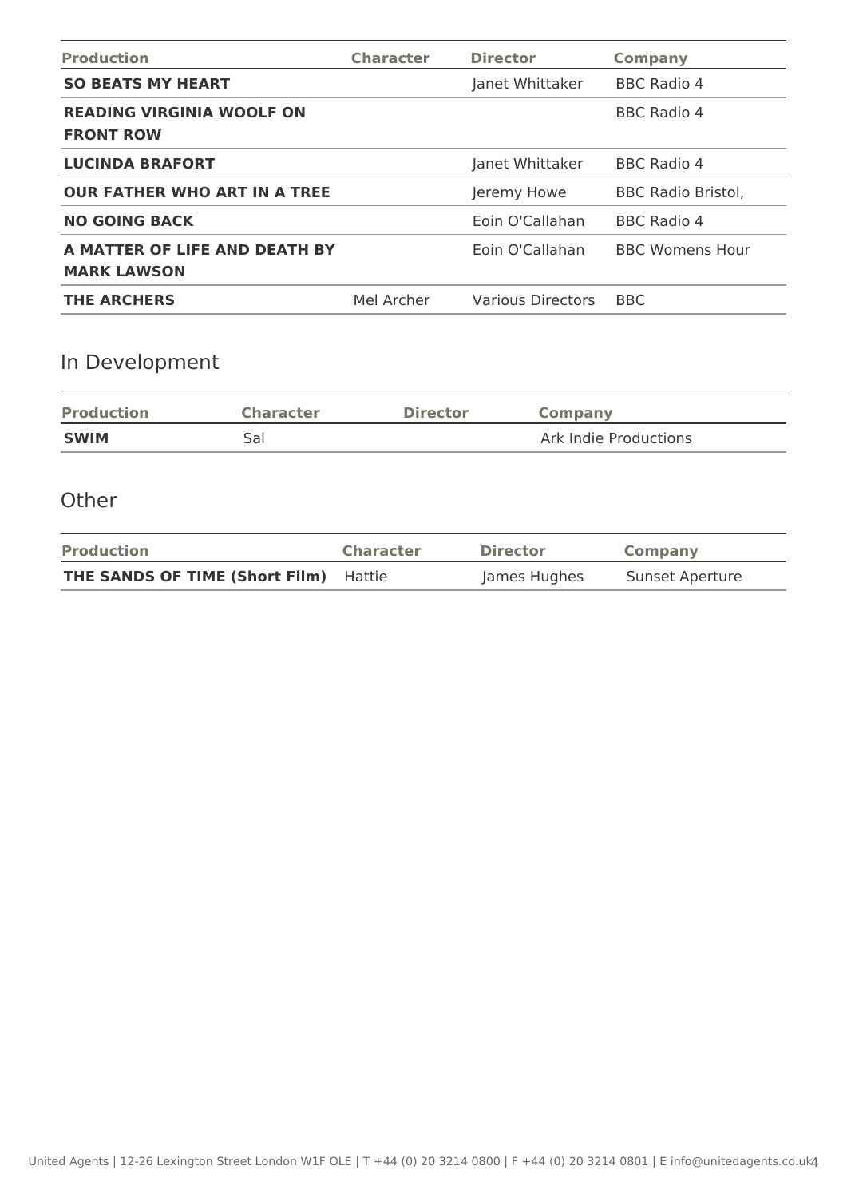| Production | Character | Director | Company |
| --- | --- | --- | --- |
| **SO BEATS MY HEART** | | Janet Whittaker | BBC Radio 4 |
| **READING VIRGINIA WOOLF ON FRONT ROW** | | | BBC Radio 4 |
| **LUCINDA BRAFORT** | | Janet Whittaker | BBC Radio 4 |
| **OUR FATHER WHO ART IN A TREE** | | Jeremy Howe | BBC Radio Bristol, |
| **NO GOING BACK** | | Eoin O'Callahan | BBC Radio 4 |
| **A MATTER OF LIFE AND DEATH BY MARK LAWSON** | | Eoin O'Callahan | BBC Womens Hour |
| **THE ARCHERS** | Mel Archer | Various Directors | BBC |

## In Development

| Production | Character | Director | Company |
| --- | --- | --- | --- |
| **SWIM** | Sal | | Ark Indie Productions |

## Other

| Production | Character | Director | Company |
| --- | --- | --- | --- |
| **THE SANDS OF TIME (Short Film)** | Hattie | James Hughes | Sunset Aperture |